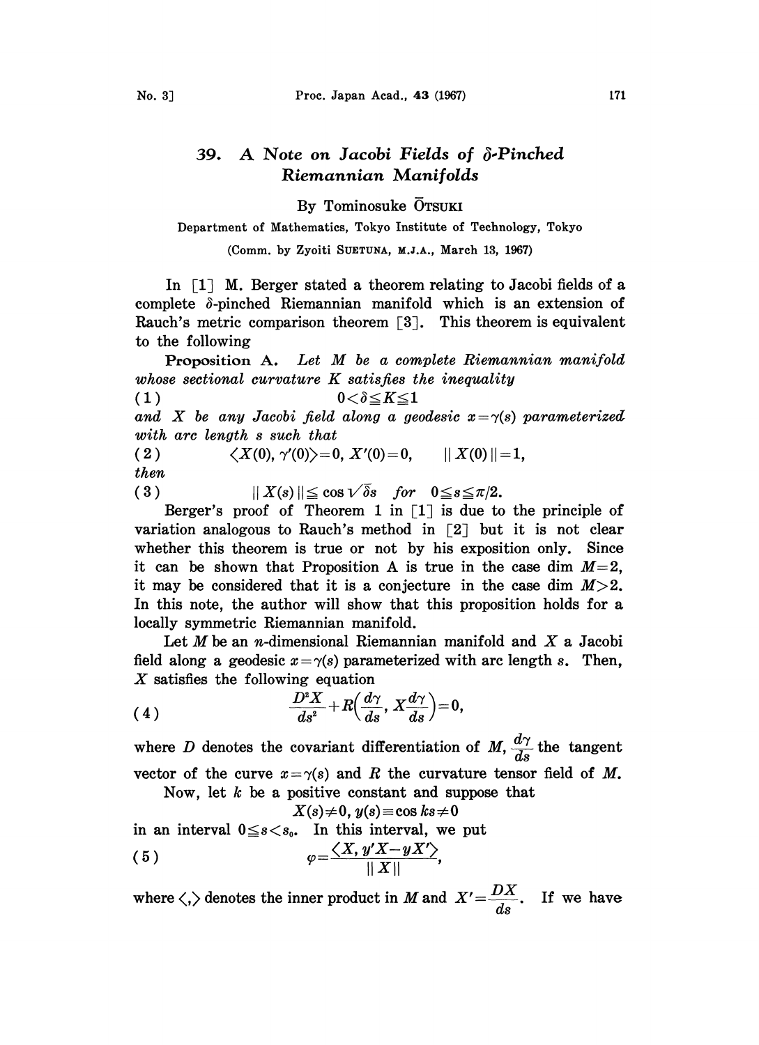# 39. A Note on Jacobi Fields of $\delta$-Pinched Riemannian Manifolds

By Tominosuke ŌTSUKI

Department of Mathematics, Tokyo Institute of Technology, Tokyo

(Comm. by Zyoiti SUETUNA, M.J.A., March 13, 1967)

In [1] M. Berger stated a theorem relating to Jacobi fields of a complete $\delta$-pinched Riemannian manifold which is an extension of Rauch's metric comparison theorem [3]. This theorem is equivalent to the following

**Proposition A.** *Let $M$ be a complete Riemannian manifold whose sectional curvature $K$ satisfies the inequality*

$$0<\delta\leqq K\leqq 1 \tag{1}$$

*and $X$ be any Jacobi field along a geodesic $x=\gamma(s)$ parameterized with arc length $s$ such that*

$$\langle X(0), \gamma'(0)\rangle=0, \quad X'(0)=0, \quad \|X(0)\|=1, \tag{2}$$

*then*

$$\|X(s)\|\leqq \cos\sqrt{\delta}s \quad \textit{for} \quad 0\leqq s\leqq \pi/2. \tag{3}$$

Berger's proof of Theorem 1 in [1] is due to the principle of variation analogous to Rauch's method in [2] but it is not clear whether this theorem is true or not by his exposition only. Since it can be shown that Proposition A is true in the case $\dim M=2$, it may be considered that it is a conjecture in the case $\dim M>2$. In this note, the author will show that this proposition holds for a locally symmetric Riemannian manifold.

Let $M$ be an $n$-dimensional Riemannian manifold and $X$ a Jacobi field along a geodesic $x=\gamma(s)$ parameterized with arc length $s$. Then, $X$ satisfies the following equation

$$\frac{D^2X}{ds^2}+R\Big(\frac{d\gamma}{ds}, X\frac{d\gamma}{ds}\Big)=0, \tag{4}$$

where $D$ denotes the covariant differentiation of $M$, $\frac{d\gamma}{ds}$ the tangent vector of the curve $x=\gamma(s)$ and $R$ the curvature tensor field of $M$.

Now, let $k$ be a positive constant and suppose that

$$X(s)\neq 0, \; y(s)\equiv \cos ks\neq 0$$

in an interval $0\leqq s<s_0$. In this interval, we put

$$\varphi=\frac{\langle X, y'X-yX'\rangle}{\|X\|}, \tag{5}$$

where $\langle, \rangle$ denotes the inner product in $M$ and $X'=\frac{DX}{ds}$. If we have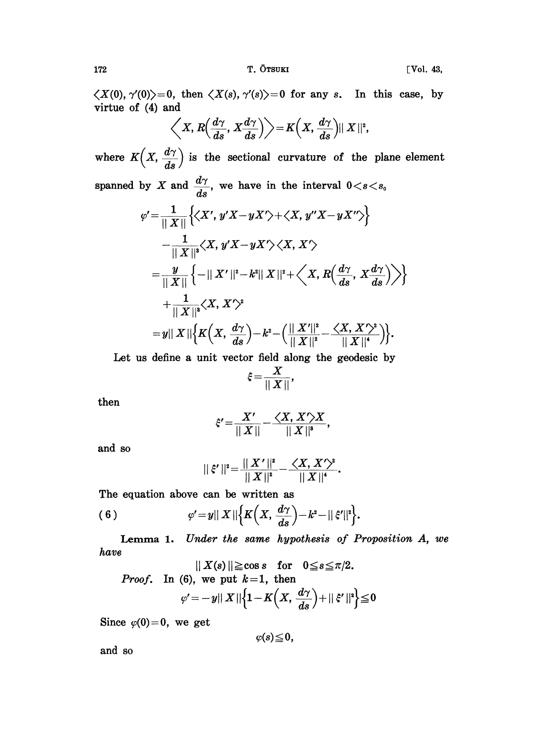$\langle X(0), \gamma'(0)\rangle = 0$, then $\langle X(s), \gamma'(s)\rangle = 0$ for any $s$. In this case, by virtue of (4) and

$$\left\langle X, R\left(\frac{d\gamma}{ds}, X\frac{d\gamma}{ds}\right)\right\rangle = K\left(X, \frac{d\gamma}{ds}\right)\| X\|^2,$$

where $K\left(X, \frac{d\gamma}{ds}\right)$ is the sectional curvature of the plane element spanned by $X$ and $\frac{d\gamma}{ds}$, we have in the interval $0 < s < s_0$

$$\begin{aligned}
\varphi' &= \frac{1}{\| X\|}\left\{\langle X', y'X - yX'\rangle + \langle X, y''X - yX''\rangle\right\} \\
&\quad - \frac{1}{\| X\|^3}\langle X, y'X - yX'\rangle\langle X, X'\rangle \\
&= \frac{y}{\| X\|}\left\{-\| X'\|^2 - k^2\| X\|^2 + \left\langle X, R\left(\frac{d\gamma}{ds}, X\frac{d\gamma}{ds}\right)\right\rangle\right\} \\
&\quad + \frac{1}{\| X\|^3}\langle X, X'\rangle^2 \\
&= y\| X\|\left\{K\left(X, \frac{d\gamma}{ds}\right) - k^2 - \left(\frac{\| X'\|^2}{\| X\|^2} - \frac{\langle X, X'\rangle^2}{\| X\|^4}\right)\right\}.
\end{aligned}$$

Let us define a unit vector field along the geodesic by

$$\xi = \frac{X}{\| X\|},$$

then

$$\xi' = \frac{X'}{\| X\|} - \frac{\langle X, X'\rangle X}{\| X\|^3},$$

and so

$$\| \xi'\|^2 = \frac{\| X'\|^2}{\| X\|^2} - \frac{\langle X, X'\rangle^2}{\| X\|^4}.$$

The equation above can be written as

$$\varphi' = y\| X\|\left\{K\left(X, \frac{d\gamma}{ds}\right) - k^2 - \| \xi'\|^2\right\}. \tag{6}$$

**Lemma 1.** *Under the same hypothesis of Proposition A, we have*

$$\| X(s)\| \geqq \cos s \quad \text{for} \quad 0 \leqq s \leqq \pi/2.$$

*Proof.* In (6), we put $k = 1$, then

$$\varphi' = -y\| X\|\left\{1 - K\left(X, \frac{d\gamma}{ds}\right) + \| \xi'\|^2\right\} \leqq 0$$

Since $\varphi(0) = 0$, we get

$$\varphi(s) \leqq 0,$$

and so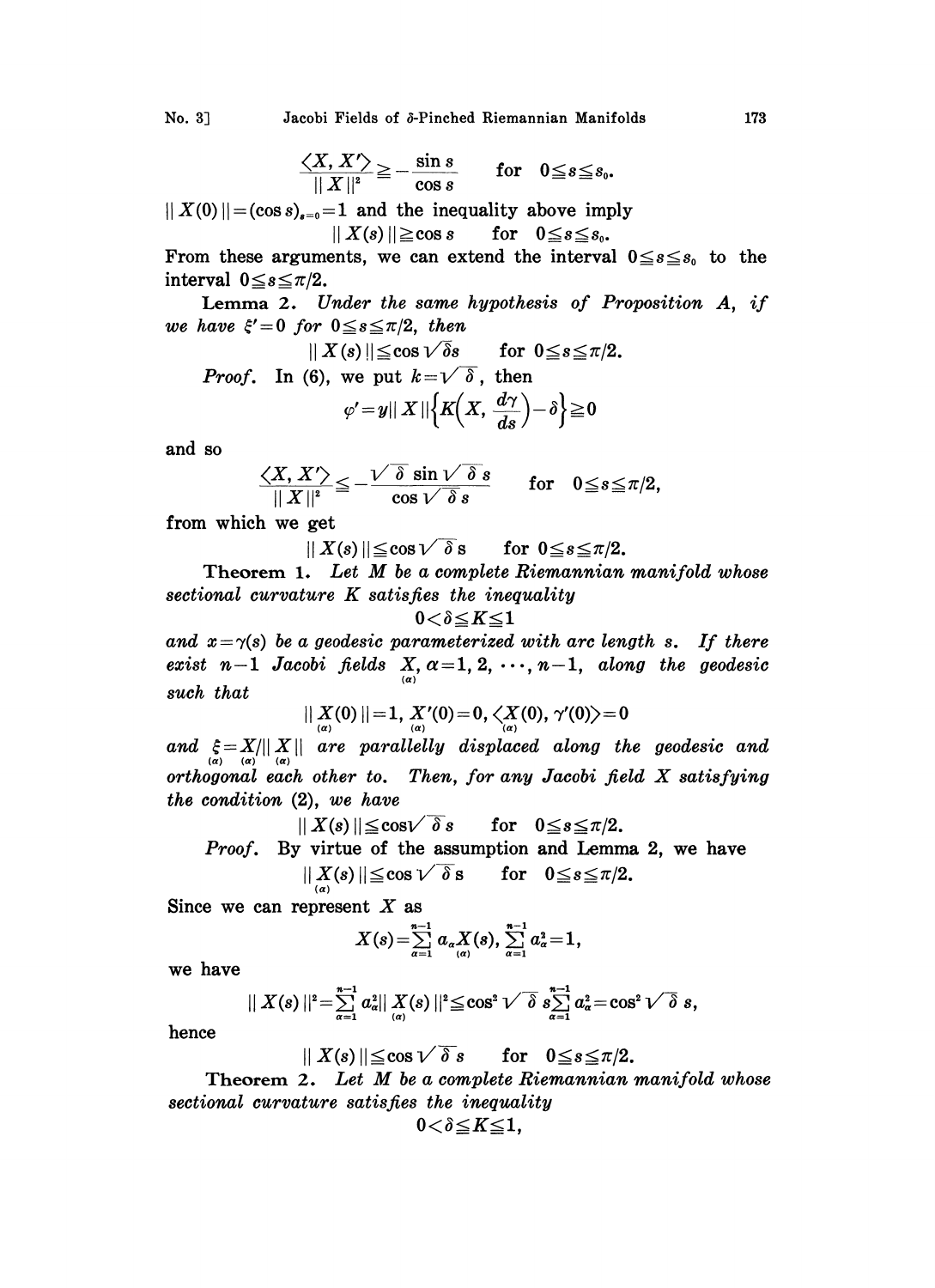$$\frac{\langle X, X' \rangle}{\| X \|^2} \geqq -\frac{\sin s}{\cos s} \qquad \text{for} \quad 0 \leqq s \leqq s_0.$$

$\| X(0) \| = (\cos s)_{s=0} = 1$ and the inequality above imply

$$\| X(s) \| \geqq \cos s \qquad \text{for} \quad 0 \leqq s \leqq s_0.$$

From these arguments, we can extend the interval $0 \leqq s \leqq s_0$ to the interval $0 \leqq s \leqq \pi/2$.

**Lemma 2.** *Under the same hypothesis of Proposition A, if we have $\xi' = 0$ for $0 \leqq s \leqq \pi/2$, then*

$$\| X(s) \| \leqq \cos \sqrt{\delta} s \qquad \text{for } 0 \leqq s \leqq \pi/2.$$

*Proof.* In (6), we put $k = \sqrt{\delta}$, then

$$\varphi' = y \| X \| \left\{ K\left( X, \frac{d\gamma}{ds} \right) - \delta \right\} \geqq 0$$

and so

$$\frac{\langle X, X' \rangle}{\| X \|^2} \leqq -\frac{\sqrt{\delta} \sin \sqrt{\delta} s}{\cos \sqrt{\delta} s} \qquad \text{for} \quad 0 \leqq s \leqq \pi/2,$$

from which we get

$$\| X(s) \| \leqq \cos \sqrt{\delta} s \qquad \text{for } 0 \leqq s \leqq \pi/2.$$

**Theorem 1.** *Let $M$ be a complete Riemannian manifold whose sectional curvature $K$ satisfies the inequality*

$$0 < \delta \leqq K \leqq 1$$

*and $x = \gamma(s)$ be a geodesic parameterized with arc length $s$. If there exist $n-1$ Jacobi fields $\underset{(\alpha)}{X}, \alpha = 1, 2, \cdots, n-1$, along the geodesic such that*

$$\| \underset{(\alpha)}{X}(0) \| = 1, \ \underset{(\alpha)}{X}'(0) = 0, \ \langle \underset{(\alpha)}{X}(0), \gamma'(0) \rangle = 0$$

*and $\underset{(\alpha)}{\xi} = \underset{(\alpha)}{X} / \| \underset{(\alpha)}{X} \|$ are parallelly displaced along the geodesic and orthogonal each other to. Then, for any Jacobi field $X$ satisfying the condition (2), we have*

$$\| X(s) \| \leqq \cos \sqrt{\delta} s \qquad \text{for} \quad 0 \leqq s \leqq \pi/2.$$

*Proof.* By virtue of the assumption and Lemma 2, we have

$$\| \underset{(\alpha)}{X}(s) \| \leqq \cos \sqrt{\delta} s \qquad \text{for} \quad 0 \leqq s \leqq \pi/2.$$

Since we can represent $X$ as

$$X(s) = \sum_{\alpha=1}^{n-1} a_\alpha \underset{(\alpha)}{X}(s), \ \sum_{\alpha=1}^{n-1} a_\alpha^2 = 1,$$

we have

$$\| X(s) \|^2 = \sum_{\alpha=1}^{n-1} a_\alpha^2 \| \underset{(\alpha)}{X}(s) \|^2 \leqq \cos^2 \sqrt{\delta} \ s \sum_{\alpha=1}^{n-1} a_\alpha^2 = \cos^2 \sqrt{\delta} \ s,$$

hence

$$\| X(s) \| \leqq \cos \sqrt{\delta} s \qquad \text{for} \quad 0 \leqq s \leqq \pi/2.$$

**Theorem 2.** *Let $M$ be a complete Riemannian manifold whose sectional curvature satisfies the inequality*

$$0 < \delta \leqq K \leqq 1,$$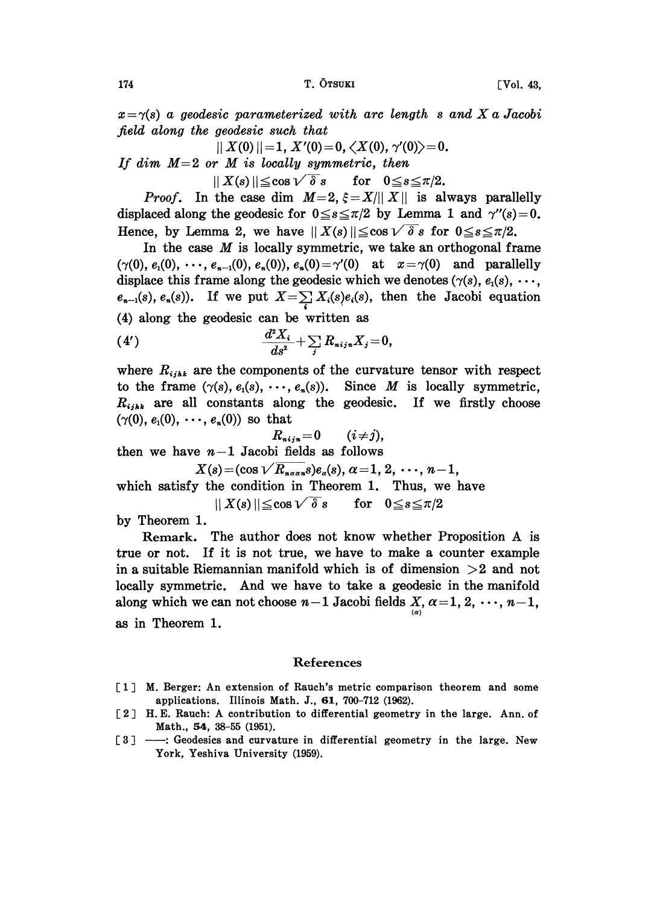*$x=\gamma(s)$ a geodesic parameterized with arc length $s$ and $X$ a Jacobi field along the geodesic such that*

$$\| X(0) \| = 1,\ X'(0) = 0,\ \langle X(0), \gamma'(0) \rangle = 0.$$

*If $\dim M = 2$ or $M$ is locally symmetric, then*

$$\| X(s) \| \leqq \cos \sqrt{\delta}\, s \qquad \text{for} \quad 0 \leqq s \leqq \pi/2.$$

*Proof.* In the case $\dim M=2$, $\xi = X/\| X \|$ is always parallelly displaced along the geodesic for $0 \leqq s \leqq \pi/2$ by Lemma 1 and $\gamma''(s)=0$. Hence, by Lemma 2, we have $\| X(s) \| \leqq \cos \sqrt{\delta}\, s$ for $0 \leqq s \leqq \pi/2$.

In the case $M$ is locally symmetric, we take an orthogonal frame $(\gamma(0), e_1(0), \cdots, e_{n-1}(0), e_n(0))$, $e_n(0) = \gamma'(0)$ at $x=\gamma(0)$ and parallelly displace this frame along the geodesic which we denotes $(\gamma(s), e_1(s), \cdots, e_{n-1}(s), e_n(s))$. If we put $X = \sum_i X_i(s) e_i(s)$, then the Jacobi equation (4) along the geodesic can be written as

$$\frac{d^2 X_i}{ds^2} + \sum_j R_{nijn} X_j = 0, \tag{4'}$$

where $R_{ijhk}$ are the components of the curvature tensor with respect to the frame $(\gamma(s), e_1(s), \cdots, e_n(s))$. Since $M$ is locally symmetric, $R_{ijhk}$ are all constants along the geodesic. If we firstly choose $(\gamma(0), e_1(0), \cdots, e_n(0))$ so that

$$R_{nijn} = 0 \qquad (i \neq j),$$

then we have $n-1$ Jacobi fields as follows

$$X(s) = (\cos \sqrt{R_{n\alpha\alpha n}}\, s) e_\alpha(s),\ \alpha = 1, 2, \cdots, n-1,$$

which satisfy the condition in Theorem 1. Thus, we have

$$\| X(s) \| \leqq \cos \sqrt{\delta}\, s \qquad \text{for} \quad 0 \leqq s \leqq \pi/2$$

by Theorem 1.

**Remark.** The author does not know whether Proposition A is true or not. If it is not true, we have to make a counter example in a suitable Riemannian manifold which is of dimension $>2$ and not locally symmetric. And we have to take a geodesic in the manifold along which we can not choose $n-1$ Jacobi fields $\underset{(\alpha)}{X}$, $\alpha = 1, 2, \cdots, n-1$, as in Theorem 1.

## References

[1] M. Berger: An extension of Rauch's metric comparison theorem and some applications. Illinois Math. J., **61**, 700–712 (1962).

[2] H. E. Rauch: A contribution to differential geometry in the large. Ann. of Math., **54**, 38–55 (1951).

[3] ——: Geodesics and curvature in differential geometry in the large. New York, Yeshiva University (1959).